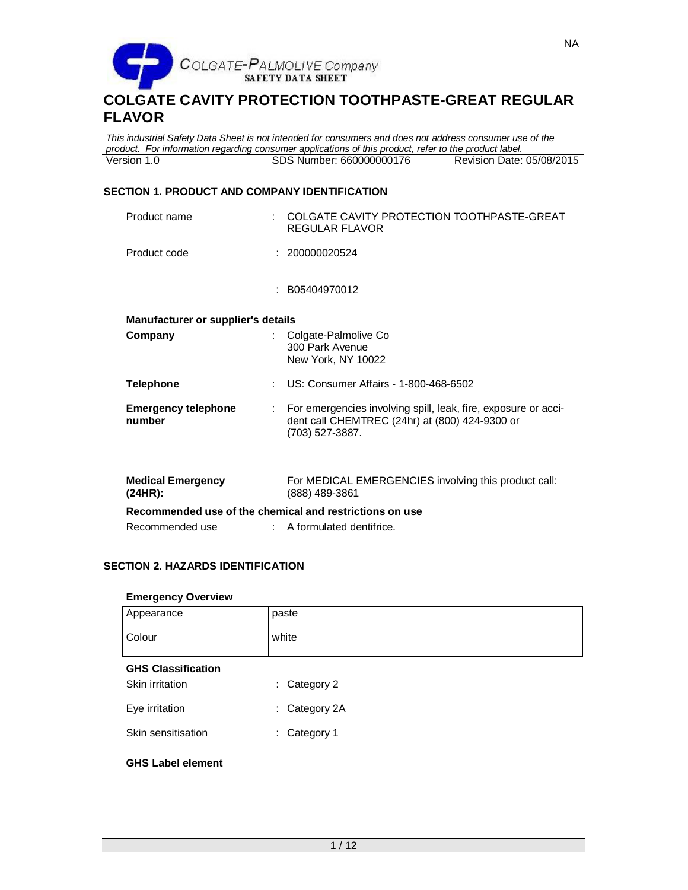NA

COLGATE-PALMOLIVE Company
SAFETY DATA SHEET

# COLGATE CAVITY PROTECTION TOOTHPASTE-GREAT REGULAR FLAVOR

*This industrial Safety Data Sheet is not intended for consumers and does not address consumer use of the product. For information regarding consumer applications of this product, refer to the product label.*

Version 1.0 | SDS Number: 660000000176 | Revision Date: 05/08/2015

## SECTION 1. PRODUCT AND COMPANY IDENTIFICATION

Product name : COLGATE CAVITY PROTECTION TOOTHPASTE-GREAT REGULAR FLAVOR

Product code : 200000020524

: B05404970012

**Manufacturer or supplier's details**

**Company** : Colgate-Palmolive Co
300 Park Avenue
New York, NY 10022

**Telephone** : US: Consumer Affairs - 1-800-468-6502

**Emergency telephone number** : For emergencies involving spill, leak, fire, exposure or accident call CHEMTREC (24hr) at (800) 424-9300 or (703) 527-3887.

**Medical Emergency (24HR):** For MEDICAL EMERGENCIES involving this product call: (888) 489-3861

**Recommended use of the chemical and restrictions on use**

Recommended use : A formulated dentifrice.

## SECTION 2. HAZARDS IDENTIFICATION

**Emergency Overview**

| Appearance | paste |
|---|---|
| Colour | white |

**GHS Classification**

Skin irritation : Category 2

Eye irritation : Category 2A

Skin sensitisation : Category 1

**GHS Label element**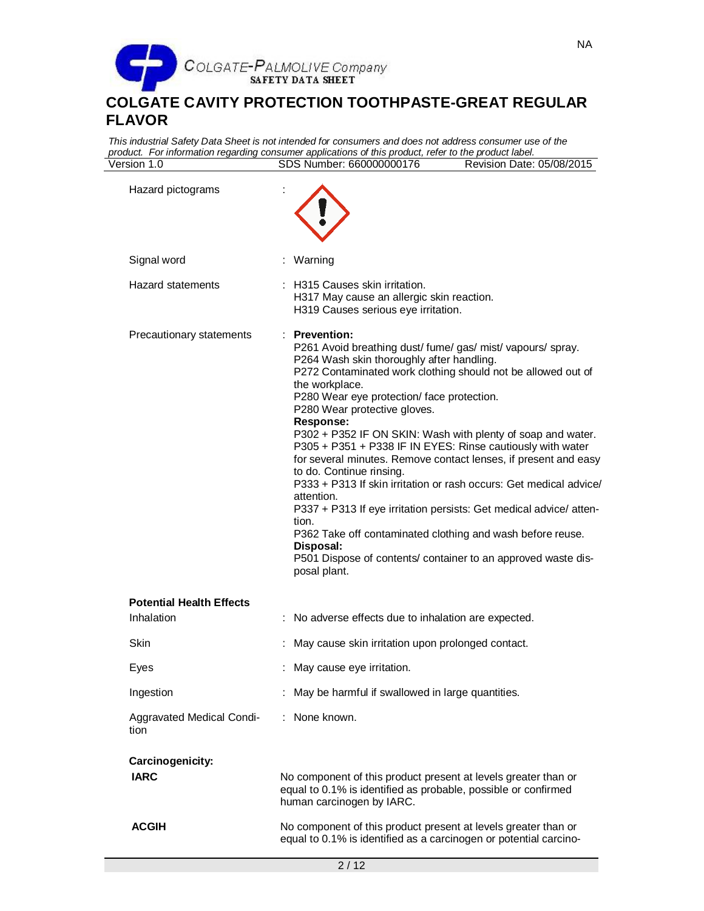| | | |
|---|---|---|
| Hazard pictograms | : | |
| Signal word | : | Warning |
| Hazard statements | : | H315 Causes skin irritation.<br>H317 May cause an allergic skin reaction.<br>H319 Causes serious eye irritation. |
| Precautionary statements | : | **Prevention:**<br>P261 Avoid breathing dust/ fume/ gas/ mist/ vapours/ spray.<br>P264 Wash skin thoroughly after handling.<br>P272 Contaminated work clothing should not be allowed out of the workplace.<br>P280 Wear eye protection/ face protection.<br>P280 Wear protective gloves.<br>**Response:**<br>P302 + P352 IF ON SKIN: Wash with plenty of soap and water.<br>P305 + P351 + P338 IF IN EYES: Rinse cautiously with water for several minutes. Remove contact lenses, if present and easy to do. Continue rinsing.<br>P333 + P313 If skin irritation or rash occurs: Get medical advice/ attention.<br>P337 + P313 If eye irritation persists: Get medical advice/ attention.<br>P362 Take off contaminated clothing and wash before reuse.<br>**Disposal:**<br>P501 Dispose of contents/ container to an approved waste disposal plant. |

**Potential Health Effects**

| | | |
|---|---|---|
| Inhalation | : | No adverse effects due to inhalation are expected. |
| Skin | : | May cause skin irritation upon prolonged contact. |
| Eyes | : | May cause eye irritation. |
| Ingestion | : | May be harmful if swallowed in large quantities. |
| Aggravated Medical Condition | : | None known. |

**Carcinogenicity:**

**IARC** No component of this product present at levels greater than or equal to 0.1% is identified as probable, possible or confirmed human carcinogen by IARC.

**ACGIH** No component of this product present at levels greater than or equal to 0.1% is identified as a carcinogen or potential carcino-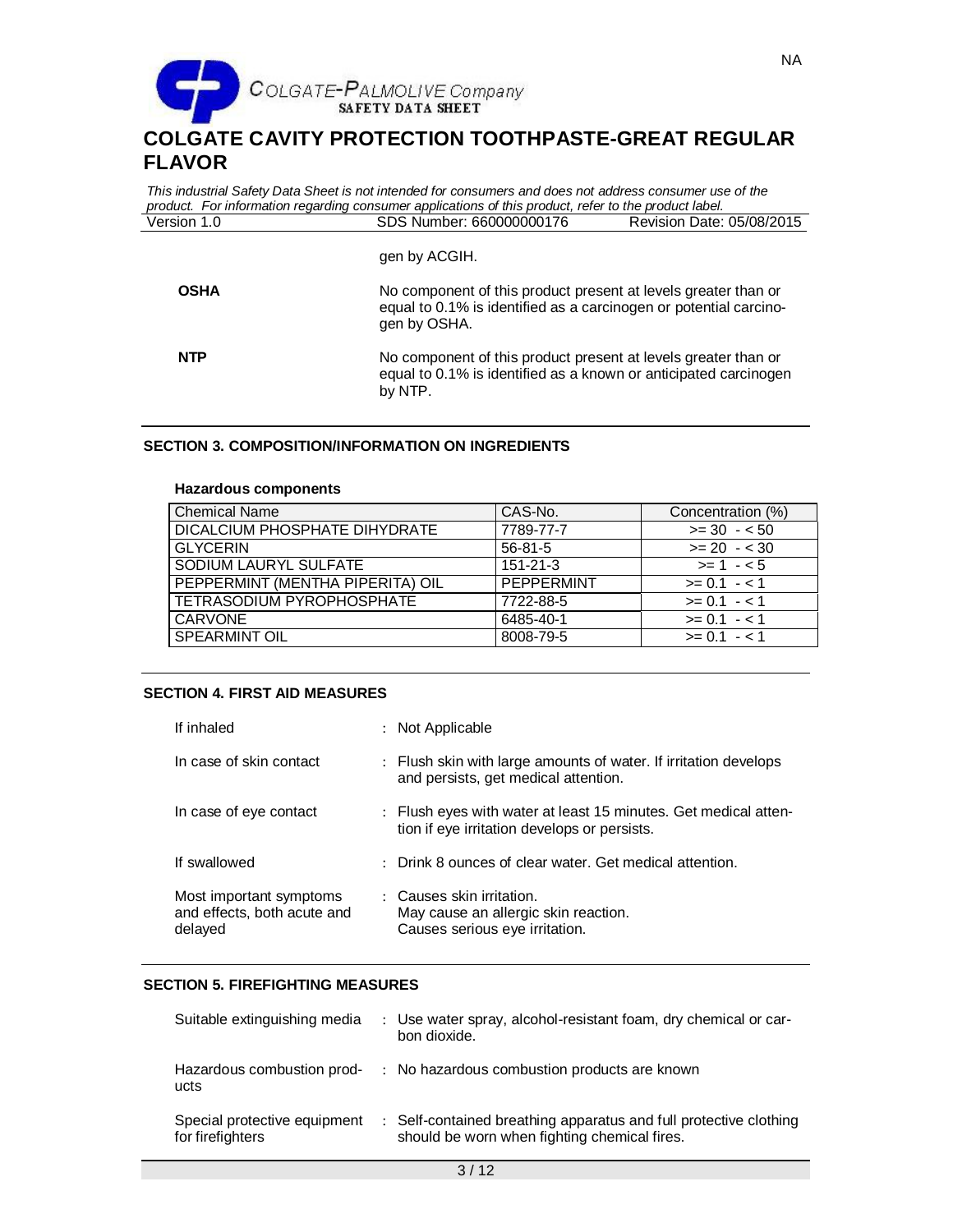gen by ACGIH.

**OSHA** No component of this product present at levels greater than or equal to 0.1% is identified as a carcinogen or potential carcinogen by OSHA.

**NTP** No component of this product present at levels greater than or equal to 0.1% is identified as a known or anticipated carcinogen by NTP.

## SECTION 3. COMPOSITION/INFORMATION ON INGREDIENTS

**Hazardous components**

| Chemical Name | CAS-No. | Concentration (%) |
|---|---|---|
| DICALCIUM PHOSPHATE DIHYDRATE | 7789-77-7 | >= 30 - < 50 |
| GLYCERIN | 56-81-5 | >= 20 - < 30 |
| SODIUM LAURYL SULFATE | 151-21-3 | >= 1 - < 5 |
| PEPPERMINT (MENTHA PIPERITA) OIL | PEPPERMINT | >= 0.1 - < 1 |
| TETRASODIUM PYROPHOSPHATE | 7722-88-5 | >= 0.1 - < 1 |
| CARVONE | 6485-40-1 | >= 0.1 - < 1 |
| SPEARMINT OIL | 8008-79-5 | >= 0.1 - < 1 |

## SECTION 4. FIRST AID MEASURES

| | |
|---|---|
| If inhaled | : Not Applicable |
| In case of skin contact | : Flush skin with large amounts of water. If irritation develops and persists, get medical attention. |
| In case of eye contact | : Flush eyes with water at least 15 minutes. Get medical attention if eye irritation develops or persists. |
| If swallowed | : Drink 8 ounces of clear water. Get medical attention. |
| Most important symptoms and effects, both acute and delayed | : Causes skin irritation. May cause an allergic skin reaction. Causes serious eye irritation. |

## SECTION 5. FIREFIGHTING MEASURES

| | |
|---|---|
| Suitable extinguishing media | : Use water spray, alcohol-resistant foam, dry chemical or carbon dioxide. |
| Hazardous combustion products | : No hazardous combustion products are known |
| Special protective equipment for firefighters | : Self-contained breathing apparatus and full protective clothing should be worn when fighting chemical fires. |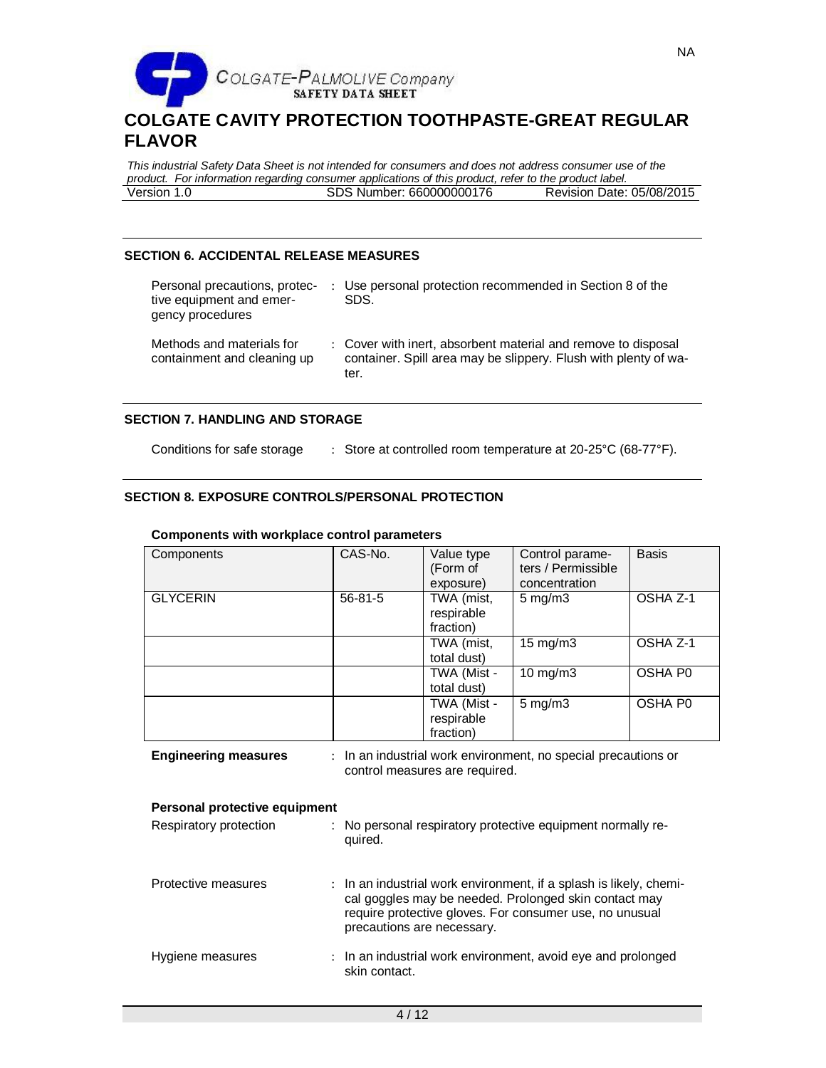## SECTION 6. ACCIDENTAL RELEASE MEASURES

Personal precautions, protective equipment and emergency procedures : Use personal protection recommended in Section 8 of the SDS.

Methods and materials for containment and cleaning up : Cover with inert, absorbent material and remove to disposal container. Spill area may be slippery. Flush with plenty of water.

## SECTION 7. HANDLING AND STORAGE

Conditions for safe storage : Store at controlled room temperature at 20-25°C (68-77°F).

## SECTION 8. EXPOSURE CONTROLS/PERSONAL PROTECTION

**Components with workplace control parameters**

| Components | CAS-No. | Value type (Form of exposure) | Control parameters / Permissible concentration | Basis |
|---|---|---|---|---|
| GLYCERIN | 56-81-5 | TWA (mist, respirable fraction) | 5 mg/m3 | OSHA Z-1 |
| | | TWA (mist, total dust) | 15 mg/m3 | OSHA Z-1 |
| | | TWA (Mist - total dust) | 10 mg/m3 | OSHA P0 |
| | | TWA (Mist - respirable fraction) | 5 mg/m3 | OSHA P0 |

**Engineering measures** : In an industrial work environment, no special precautions or control measures are required.

**Personal protective equipment**

Respiratory protection : No personal respiratory protective equipment normally required.

Protective measures : In an industrial work environment, if a splash is likely, chemical goggles may be needed. Prolonged skin contact may require protective gloves. For consumer use, no unusual precautions are necessary.

Hygiene measures : In an industrial work environment, avoid eye and prolonged skin contact.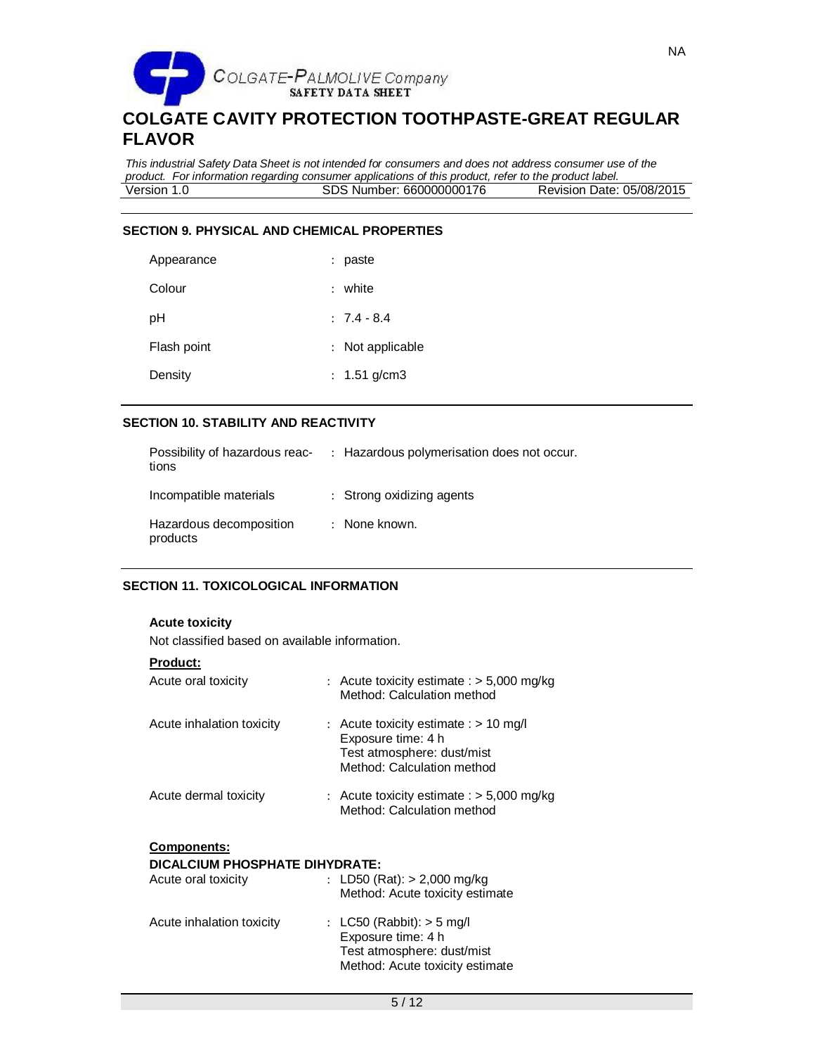## SECTION 9. PHYSICAL AND CHEMICAL PROPERTIES

| | |
|---|---|
| Appearance | : paste |
| Colour | : white |
| pH | : 7.4 - 8.4 |
| Flash point | : Not applicable |
| Density | : 1.51 g/cm3 |

## SECTION 10. STABILITY AND REACTIVITY

| | |
|---|---|
| Possibility of hazardous reactions | : Hazardous polymerisation does not occur. |
| Incompatible materials | : Strong oxidizing agents |
| Hazardous decomposition products | : None known. |

## SECTION 11. TOXICOLOGICAL INFORMATION

**Acute toxicity**

Not classified based on available information.

**Product:**

| | |
|---|---|
| Acute oral toxicity | : Acute toxicity estimate : > 5,000 mg/kg<br>Method: Calculation method |
| Acute inhalation toxicity | : Acute toxicity estimate : > 10 mg/l<br>Exposure time: 4 h<br>Test atmosphere: dust/mist<br>Method: Calculation method |
| Acute dermal toxicity | : Acute toxicity estimate : > 5,000 mg/kg<br>Method: Calculation method |

**Components:**

**DICALCIUM PHOSPHATE DIHYDRATE:**

| | |
|---|---|
| Acute oral toxicity | : LD50 (Rat): > 2,000 mg/kg<br>Method: Acute toxicity estimate |
| Acute inhalation toxicity | : LC50 (Rabbit): > 5 mg/l<br>Exposure time: 4 h<br>Test atmosphere: dust/mist<br>Method: Acute toxicity estimate |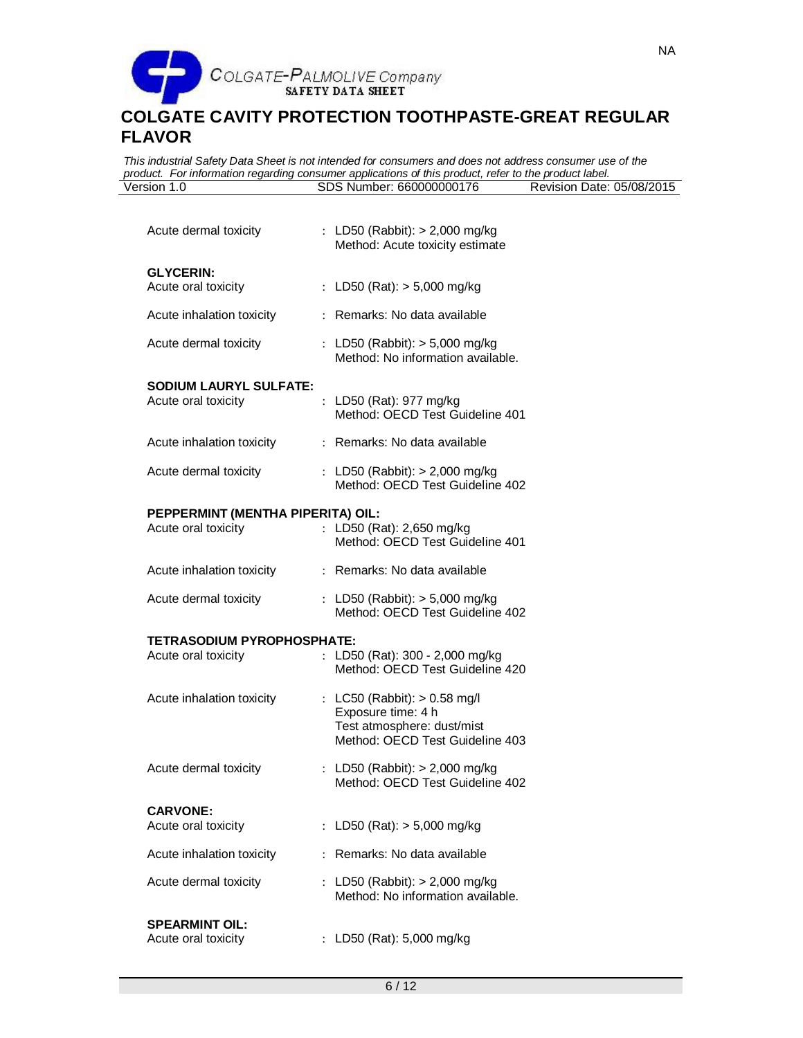| | |
|---|---|
| Acute dermal toxicity | : LD50 (Rabbit): > 2,000 mg/kg<br>Method: Acute toxicity estimate |

**GLYCERIN:**

| | |
|---|---|
| Acute oral toxicity | : LD50 (Rat): > 5,000 mg/kg |
| Acute inhalation toxicity | : Remarks: No data available |
| Acute dermal toxicity | : LD50 (Rabbit): > 5,000 mg/kg<br>Method: No information available. |

**SODIUM LAURYL SULFATE:**

| | |
|---|---|
| Acute oral toxicity | : LD50 (Rat): 977 mg/kg<br>Method: OECD Test Guideline 401 |
| Acute inhalation toxicity | : Remarks: No data available |
| Acute dermal toxicity | : LD50 (Rabbit): > 2,000 mg/kg<br>Method: OECD Test Guideline 402 |

**PEPPERMINT (MENTHA PIPERITA) OIL:**

| | |
|---|---|
| Acute oral toxicity | : LD50 (Rat): 2,650 mg/kg<br>Method: OECD Test Guideline 401 |
| Acute inhalation toxicity | : Remarks: No data available |
| Acute dermal toxicity | : LD50 (Rabbit): > 5,000 mg/kg<br>Method: OECD Test Guideline 402 |

**TETRASODIUM PYROPHOSPHATE:**

| | |
|---|---|
| Acute oral toxicity | : LD50 (Rat): 300 - 2,000 mg/kg<br>Method: OECD Test Guideline 420 |
| Acute inhalation toxicity | : LC50 (Rabbit): > 0.58 mg/l<br>Exposure time: 4 h<br>Test atmosphere: dust/mist<br>Method: OECD Test Guideline 403 |
| Acute dermal toxicity | : LD50 (Rabbit): > 2,000 mg/kg<br>Method: OECD Test Guideline 402 |

**CARVONE:**

| | |
|---|---|
| Acute oral toxicity | : LD50 (Rat): > 5,000 mg/kg |
| Acute inhalation toxicity | : Remarks: No data available |
| Acute dermal toxicity | : LD50 (Rabbit): > 2,000 mg/kg<br>Method: No information available. |

**SPEARMINT OIL:**

| | |
|---|---|
| Acute oral toxicity | : LD50 (Rat): 5,000 mg/kg |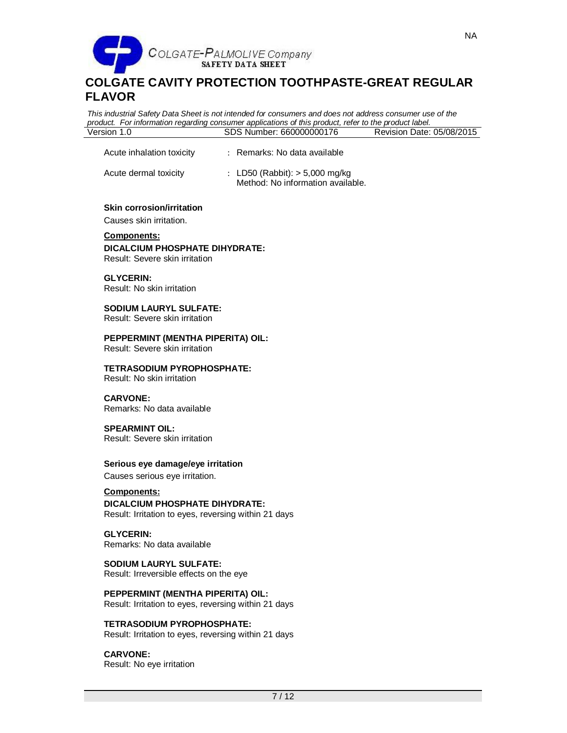| | |
|---|---|
| Acute inhalation toxicity | : Remarks: No data available |
| Acute dermal toxicity | : LD50 (Rabbit): > 5,000 mg/kg<br>Method: No information available. |

**Skin corrosion/irritation**

Causes skin irritation.

**Components:**

**DICALCIUM PHOSPHATE DIHYDRATE:**
Result: Severe skin irritation

**GLYCERIN:**
Result: No skin irritation

**SODIUM LAURYL SULFATE:**
Result: Severe skin irritation

**PEPPERMINT (MENTHA PIPERITA) OIL:**
Result: Severe skin irritation

**TETRASODIUM PYROPHOSPHATE:**
Result: No skin irritation

**CARVONE:**
Remarks: No data available

**SPEARMINT OIL:**
Result: Severe skin irritation

**Serious eye damage/eye irritation**

Causes serious eye irritation.

**Components:**

**DICALCIUM PHOSPHATE DIHYDRATE:**
Result: Irritation to eyes, reversing within 21 days

**GLYCERIN:**
Remarks: No data available

**SODIUM LAURYL SULFATE:**
Result: Irreversible effects on the eye

**PEPPERMINT (MENTHA PIPERITA) OIL:**
Result: Irritation to eyes, reversing within 21 days

**TETRASODIUM PYROPHOSPHATE:**
Result: Irritation to eyes, reversing within 21 days

**CARVONE:**
Result: No eye irritation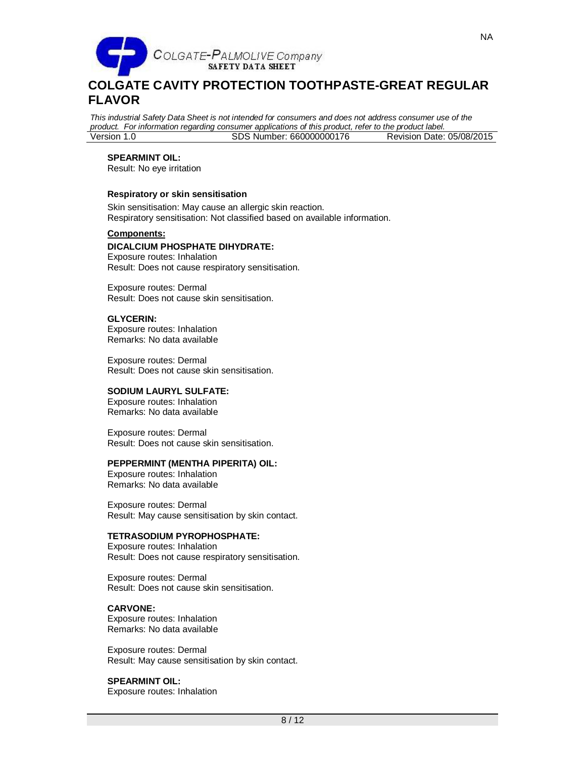**SPEARMINT OIL:**
Result: No eye irritation

**Respiratory or skin sensitisation**

Skin sensitisation: May cause an allergic skin reaction.
Respiratory sensitisation: Not classified based on available information.

**Components:**

**DICALCIUM PHOSPHATE DIHYDRATE:**
Exposure routes: Inhalation
Result: Does not cause respiratory sensitisation.

Exposure routes: Dermal
Result: Does not cause skin sensitisation.

**GLYCERIN:**
Exposure routes: Inhalation
Remarks: No data available

Exposure routes: Dermal
Result: Does not cause skin sensitisation.

**SODIUM LAURYL SULFATE:**
Exposure routes: Inhalation
Remarks: No data available

Exposure routes: Dermal
Result: Does not cause skin sensitisation.

**PEPPERMINT (MENTHA PIPERITA) OIL:**
Exposure routes: Inhalation
Remarks: No data available

Exposure routes: Dermal
Result: May cause sensitisation by skin contact.

**TETRASODIUM PYROPHOSPHATE:**
Exposure routes: Inhalation
Result: Does not cause respiratory sensitisation.

Exposure routes: Dermal
Result: Does not cause skin sensitisation.

**CARVONE:**
Exposure routes: Inhalation
Remarks: No data available

Exposure routes: Dermal
Result: May cause sensitisation by skin contact.

**SPEARMINT OIL:**
Exposure routes: Inhalation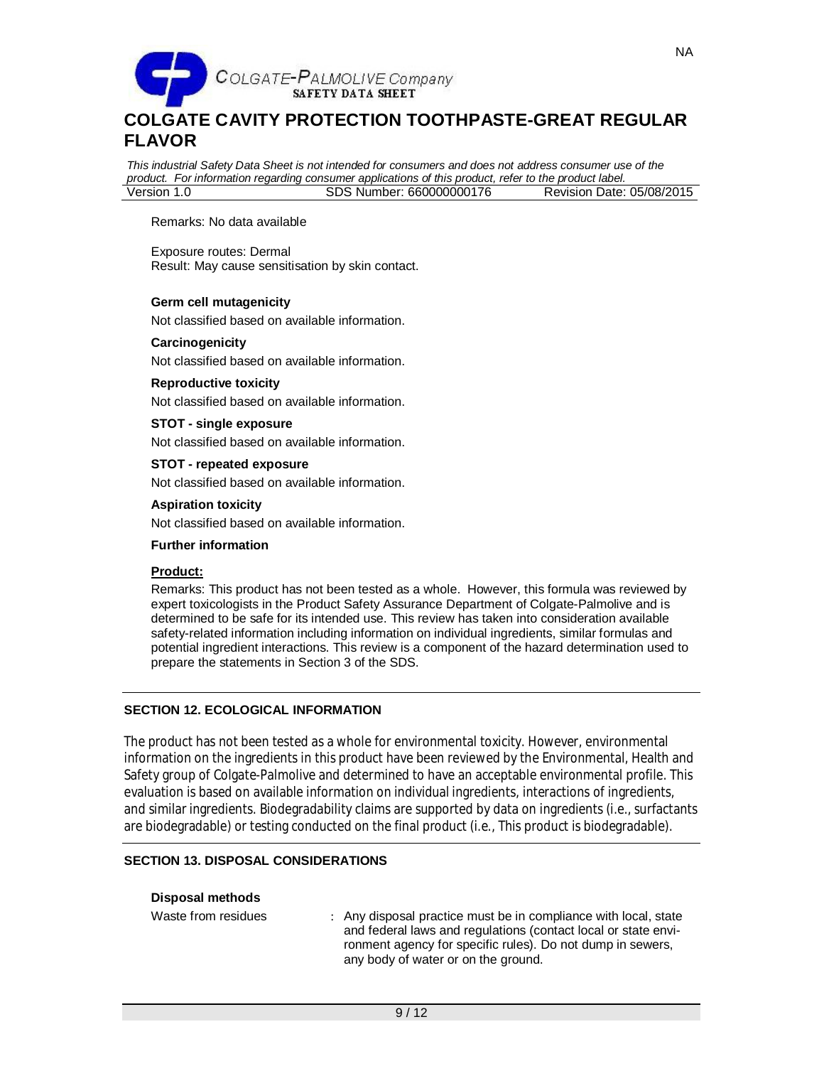Remarks: No data available

Exposure routes: Dermal
Result: May cause sensitisation by skin contact.

**Germ cell mutagenicity**

Not classified based on available information.

**Carcinogenicity**

Not classified based on available information.

**Reproductive toxicity**

Not classified based on available information.

**STOT - single exposure**

Not classified based on available information.

**STOT - repeated exposure**

Not classified based on available information.

**Aspiration toxicity**

Not classified based on available information.

**Further information**

**Product:**

Remarks: This product has not been tested as a whole. However, this formula was reviewed by expert toxicologists in the Product Safety Assurance Department of Colgate-Palmolive and is determined to be safe for its intended use. This review has taken into consideration available safety-related information including information on individual ingredients, similar formulas and potential ingredient interactions. This review is a component of the hazard determination used to prepare the statements in Section 3 of the SDS.

## SECTION 12. ECOLOGICAL INFORMATION

The product has not been tested as a whole for environmental toxicity. However, environmental information on the ingredients in this product have been reviewed by the Environmental, Health and Safety group of Colgate-Palmolive and determined to have an acceptable environmental profile. This evaluation is based on available information on individual ingredients, interactions of ingredients, and similar ingredients. Biodegradability claims are supported by data on ingredients (i.e., surfactants are biodegradable) or testing conducted on the final product (i.e., This product is biodegradable).

## SECTION 13. DISPOSAL CONSIDERATIONS

**Disposal methods**

Waste from residues : Any disposal practice must be in compliance with local, state and federal laws and regulations (contact local or state environment agency for specific rules). Do not dump in sewers, any body of water or on the ground.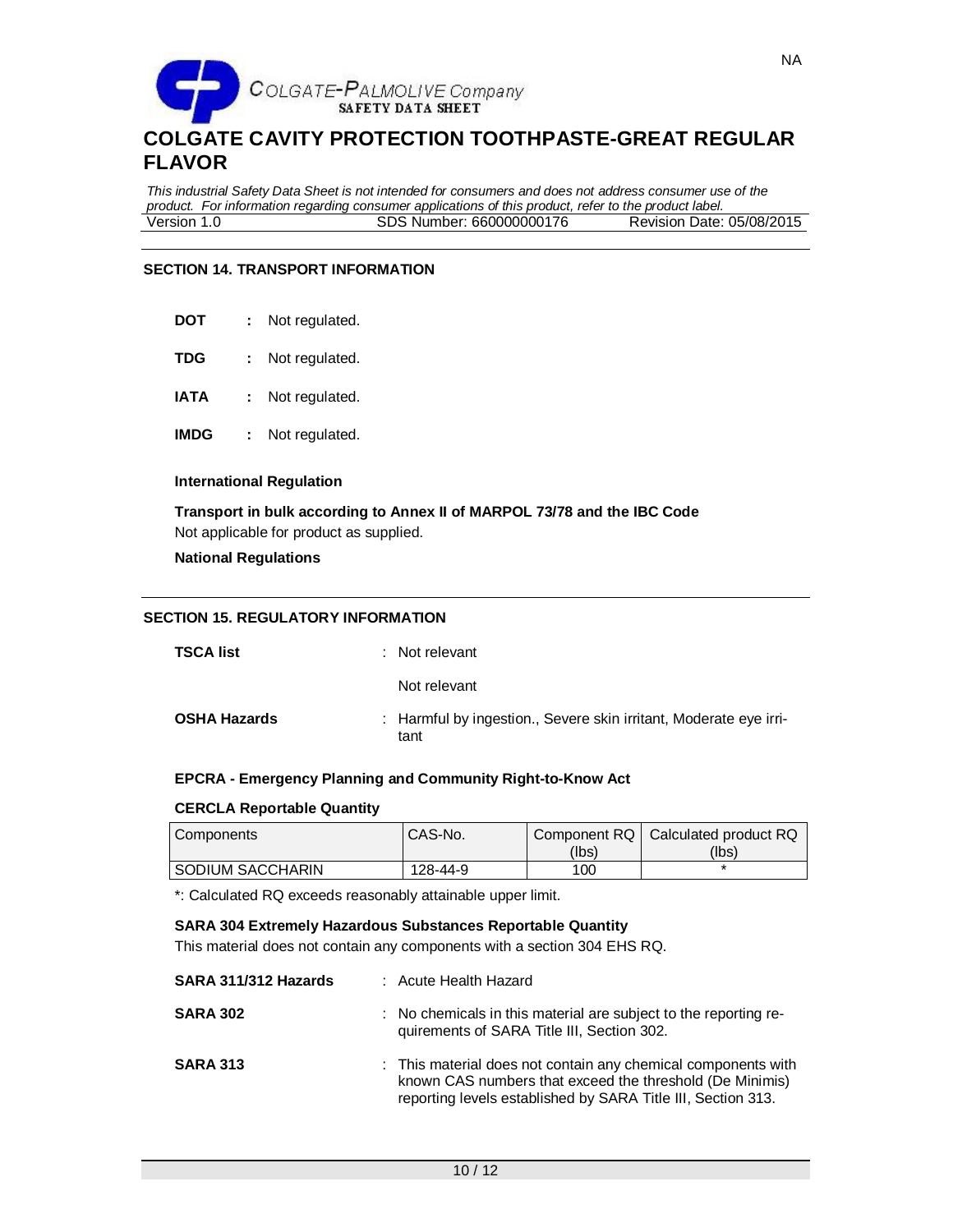## SECTION 14. TRANSPORT INFORMATION

**DOT** : Not regulated.

**TDG** : Not regulated.

**IATA** : Not regulated.

**IMDG** : Not regulated.

**International Regulation**

**Transport in bulk according to Annex II of MARPOL 73/78 and the IBC Code**
Not applicable for product as supplied.

**National Regulations**

## SECTION 15. REGULATORY INFORMATION

**TSCA list** : Not relevant

Not relevant

**OSHA Hazards** : Harmful by ingestion., Severe skin irritant, Moderate eye irritant

**EPCRA - Emergency Planning and Community Right-to-Know Act**

**CERCLA Reportable Quantity**

| Components | CAS-No. | Component RQ (lbs) | Calculated product RQ (lbs) |
|---|---|---|---|
| SODIUM SACCHARIN | 128-44-9 | 100 | * |

*: Calculated RQ exceeds reasonably attainable upper limit.

**SARA 304 Extremely Hazardous Substances Reportable Quantity**
This material does not contain any components with a section 304 EHS RQ.

**SARA 311/312 Hazards** : Acute Health Hazard

**SARA 302** : No chemicals in this material are subject to the reporting requirements of SARA Title III, Section 302.

**SARA 313** : This material does not contain any chemical components with known CAS numbers that exceed the threshold (De Minimis) reporting levels established by SARA Title III, Section 313.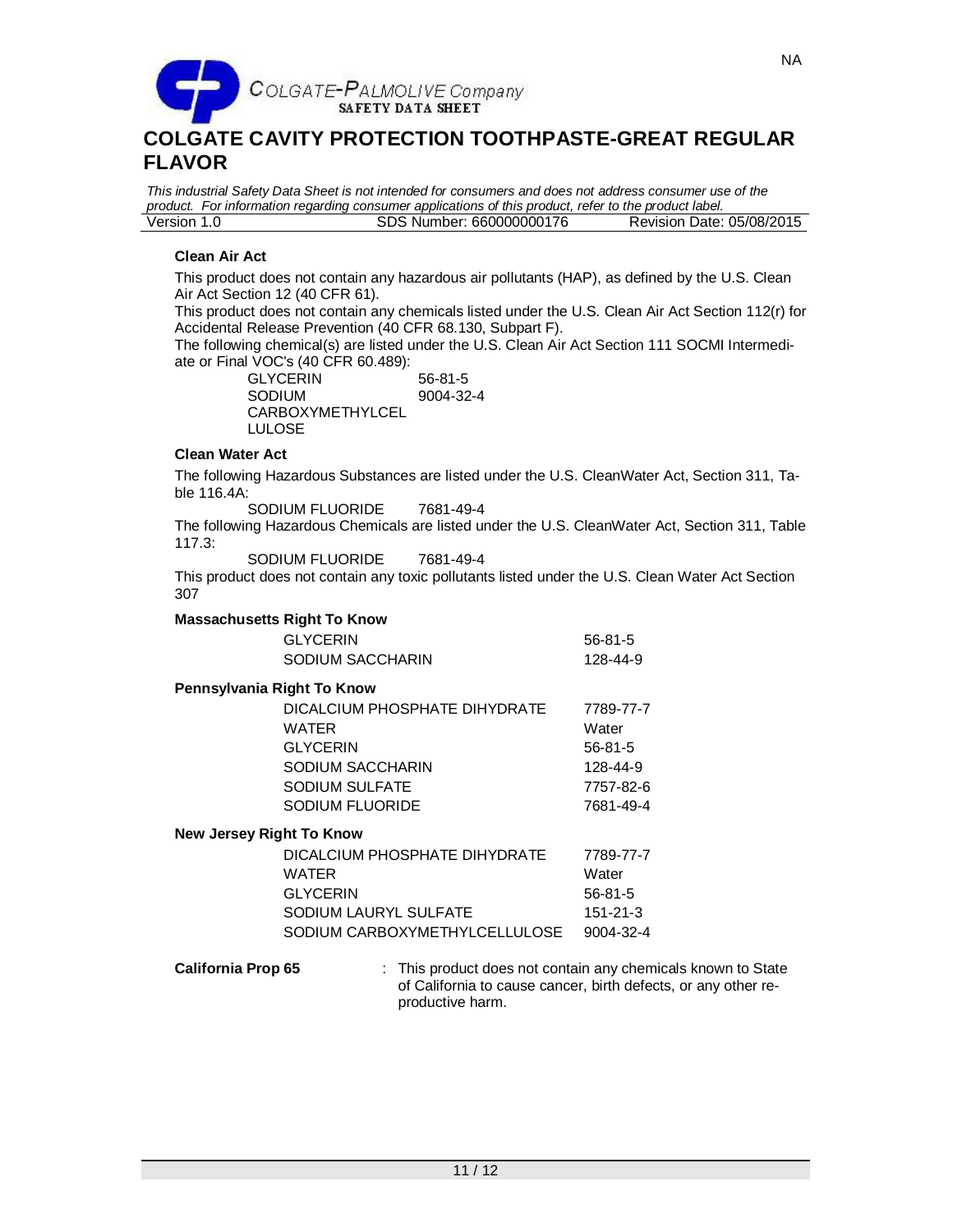**Clean Air Act**

This product does not contain any hazardous air pollutants (HAP), as defined by the U.S. Clean Air Act Section 12 (40 CFR 61).

This product does not contain any chemicals listed under the U.S. Clean Air Act Section 112(r) for Accidental Release Prevention (40 CFR 68.130, Subpart F).

The following chemical(s) are listed under the U.S. Clean Air Act Section 111 SOCMI Intermediate or Final VOC's (40 CFR 60.489):

| | |
|---|---|
| GLYCERIN | 56-81-5 |
| SODIUM CARBOXYMETHYLCELLULOSE | 9004-32-4 |

**Clean Water Act**

The following Hazardous Substances are listed under the U.S. CleanWater Act, Section 311, Table 116.4A:

SODIUM FLUORIDE 7681-49-4

The following Hazardous Chemicals are listed under the U.S. CleanWater Act, Section 311, Table 117.3:

SODIUM FLUORIDE 7681-49-4

This product does not contain any toxic pollutants listed under the U.S. Clean Water Act Section 307

**Massachusetts Right To Know**

| | |
|---|---|
| GLYCERIN | 56-81-5 |
| SODIUM SACCHARIN | 128-44-9 |

**Pennsylvania Right To Know**

| | |
|---|---|
| DICALCIUM PHOSPHATE DIHYDRATE | 7789-77-7 |
| WATER | Water |
| GLYCERIN | 56-81-5 |
| SODIUM SACCHARIN | 128-44-9 |
| SODIUM SULFATE | 7757-82-6 |
| SODIUM FLUORIDE | 7681-49-4 |

**New Jersey Right To Know**

| | |
|---|---|
| DICALCIUM PHOSPHATE DIHYDRATE | 7789-77-7 |
| WATER | Water |
| GLYCERIN | 56-81-5 |
| SODIUM LAURYL SULFATE | 151-21-3 |
| SODIUM CARBOXYMETHYLCELLULOSE | 9004-32-4 |

**California Prop 65** : This product does not contain any chemicals known to State of California to cause cancer, birth defects, or any other reproductive harm.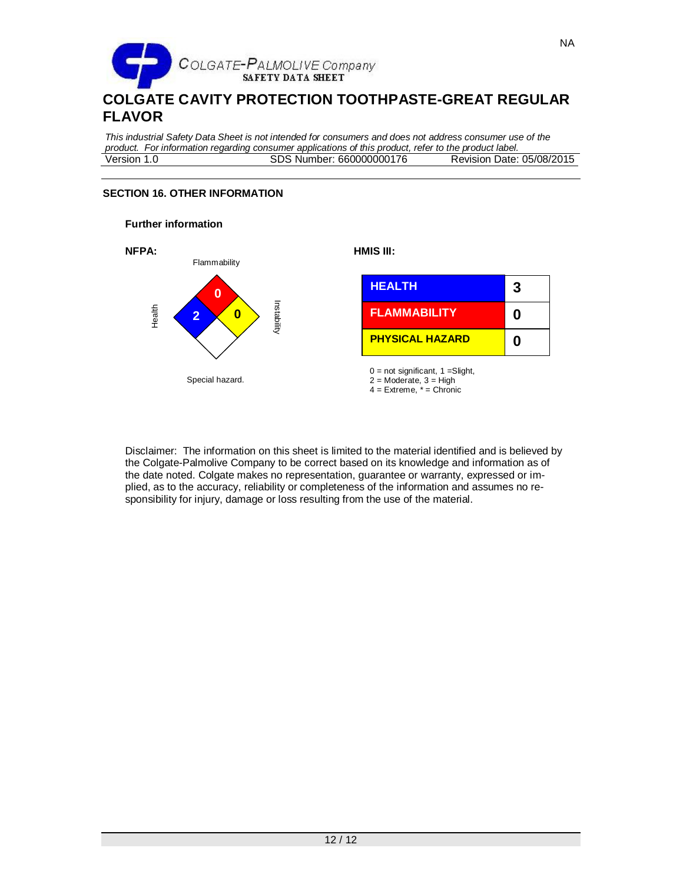## SECTION 16. OTHER INFORMATION

### Further information

**NFPA:**

Flammability

Health

Instability

0

2

0

Special hazard.

**HMIS III:**

| | |
|---|---|
| **HEALTH** | **3** |
| **FLAMMABILITY** | **0** |
| **PHYSICAL HAZARD** | **0** |

0 = not significant, 1 =Slight,
2 = Moderate, 3 = High
4 = Extreme, * = Chronic

Disclaimer: The information on this sheet is limited to the material identified and is believed by the Colgate-Palmolive Company to be correct based on its knowledge and information as of the date noted. Colgate makes no representation, guarantee or warranty, expressed or implied, as to the accuracy, reliability or completeness of the information and assumes no responsibility for injury, damage or loss resulting from the use of the material.